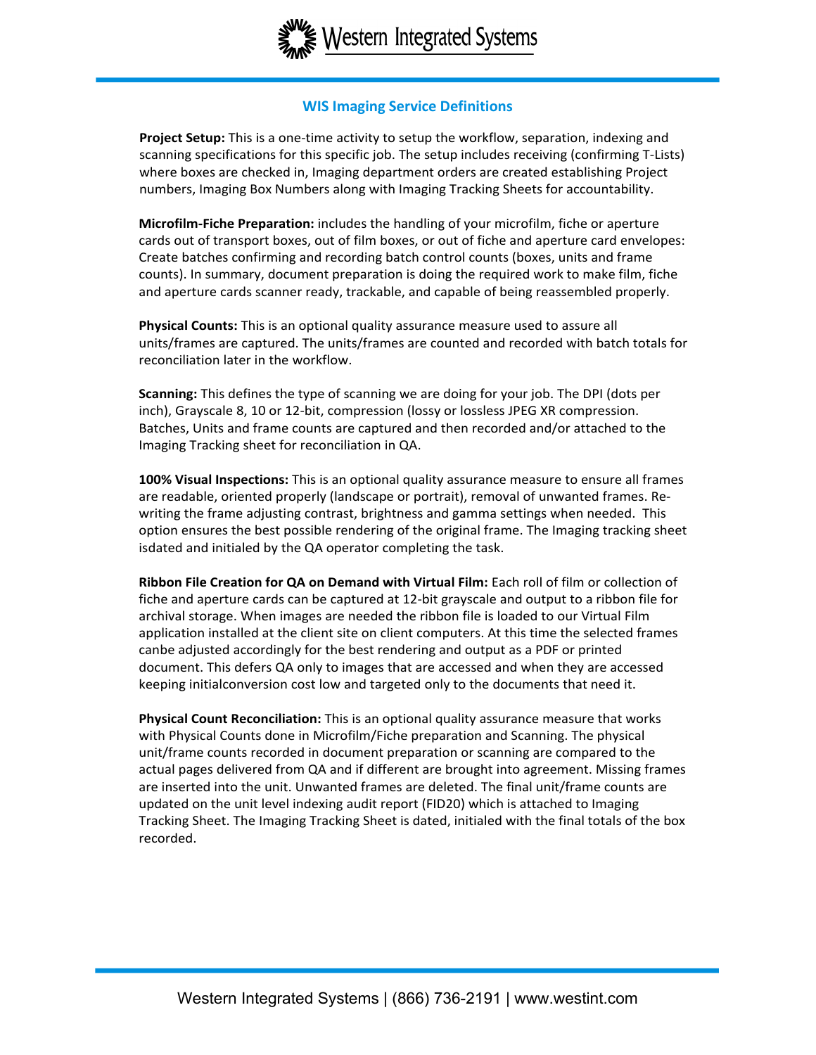# WIS Imaging Service Definitions

**Project Setup:** This is a one-time activity to setup the workflow, separation, indexing and scanning specifications for this specific job. The setup includes receiving (confirming T-Lists) where boxes are checked in, Imaging department orders are created establishing Project numbers, Imaging Box Numbers along with Imaging Tracking Sheets for accountability.

**Microfilm-Fiche Preparation:** includes the handling of your microfilm, fiche or aperture cards out of transport boxes, out of film boxes, or out of fiche and aperture card envelopes: Create batches confirming and recording batch control counts (boxes, units and frame counts). In summary, document preparation is doing the required work to make film, fiche and aperture cards scanner ready, trackable, and capable of being reassembled properly.

**Physical Counts:** This is an optional quality assurance measure used to assure all units/frames are captured. The units/frames are counted and recorded with batch totals for reconciliation later in the workflow.

**Scanning:** This defines the type of scanning we are doing for your job. The DPI (dots per inch), Grayscale 8, 10 or 12-bit, compression (lossy or lossless JPEG XR compression. Batches, Units and frame counts are captured and then recorded and/or attached to the Imaging Tracking sheet for reconciliation in QA.

**100% Visual Inspections:** This is an optional quality assurance measure to ensure all frames are readable, oriented properly (landscape or portrait), removal of unwanted frames. Re-writing the frame adjusting contrast, brightness and gamma settings when needed. This option ensures the best possible rendering of the original frame. The Imaging tracking sheet isdated and initialed by the QA operator completing the task.

**Ribbon File Creation for QA on Demand with Virtual Film:** Each roll of film or collection of fiche and aperture cards can be captured at 12-bit grayscale and output to a ribbon file for archival storage. When images are needed the ribbon file is loaded to our Virtual Film application installed at the client site on client computers. At this time the selected frames canbe adjusted accordingly for the best rendering and output as a PDF or printed document. This defers QA only to images that are accessed and when they are accessed keeping initialconversion cost low and targeted only to the documents that need it.

**Physical Count Reconciliation:** This is an optional quality assurance measure that works with Physical Counts done in Microfilm/Fiche preparation and Scanning. The physical unit/frame counts recorded in document preparation or scanning are compared to the actual pages delivered from QA and if different are brought into agreement. Missing frames are inserted into the unit. Unwanted frames are deleted. The final unit/frame counts are updated on the unit level indexing audit report (FID20) which is attached to Imaging Tracking Sheet. The Imaging Tracking Sheet is dated, initialed with the final totals of the box recorded.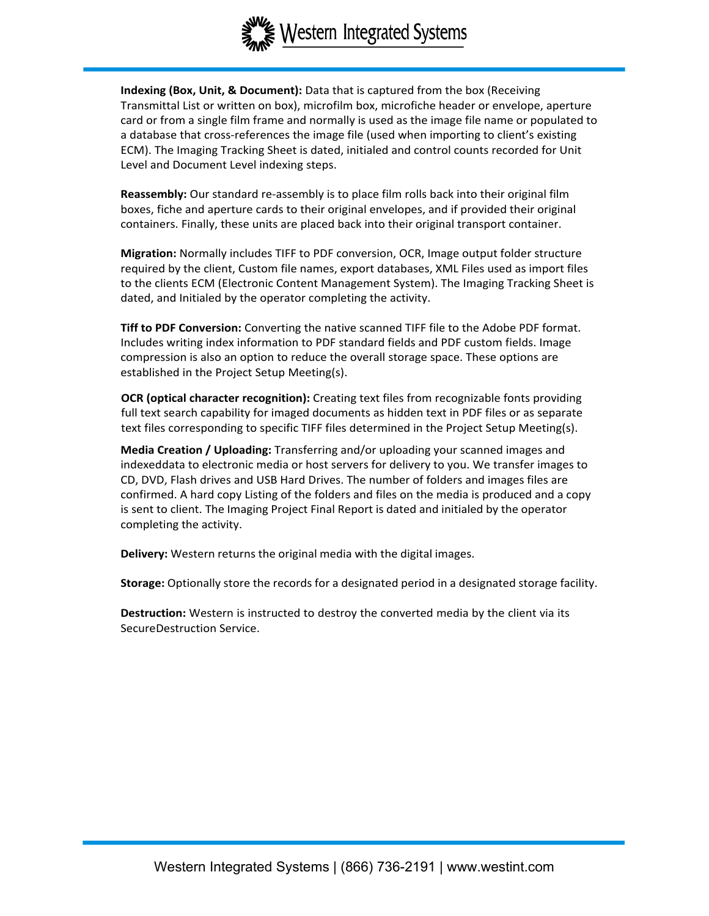**Indexing (Box, Unit, & Document):** Data that is captured from the box (Receiving Transmittal List or written on box), microfilm box, microfiche header or envelope, aperture card or from a single film frame and normally is used as the image file name or populated to a database that cross-references the image file (used when importing to client's existing ECM). The Imaging Tracking Sheet is dated, initialed and control counts recorded for Unit Level and Document Level indexing steps.

**Reassembly:** Our standard re-assembly is to place film rolls back into their original film boxes, fiche and aperture cards to their original envelopes, and if provided their original containers. Finally, these units are placed back into their original transport container.

**Migration:** Normally includes TIFF to PDF conversion, OCR, Image output folder structure required by the client, Custom file names, export databases, XML Files used as import files to the clients ECM (Electronic Content Management System). The Imaging Tracking Sheet is dated, and Initialed by the operator completing the activity.

**Tiff to PDF Conversion:** Converting the native scanned TIFF file to the Adobe PDF format. Includes writing index information to PDF standard fields and PDF custom fields. Image compression is also an option to reduce the overall storage space. These options are established in the Project Setup Meeting(s).

**OCR (optical character recognition):** Creating text files from recognizable fonts providing full text search capability for imaged documents as hidden text in PDF files or as separate text files corresponding to specific TIFF files determined in the Project Setup Meeting(s).

**Media Creation / Uploading:** Transferring and/or uploading your scanned images and indexeddata to electronic media or host servers for delivery to you. We transfer images to CD, DVD, Flash drives and USB Hard Drives. The number of folders and images files are confirmed. A hard copy Listing of the folders and files on the media is produced and a copy is sent to client. The Imaging Project Final Report is dated and initialed by the operator completing the activity.

**Delivery:** Western returns the original media with the digital images.

**Storage:** Optionally store the records for a designated period in a designated storage facility.

**Destruction:** Western is instructed to destroy the converted media by the client via its SecureDestruction Service.